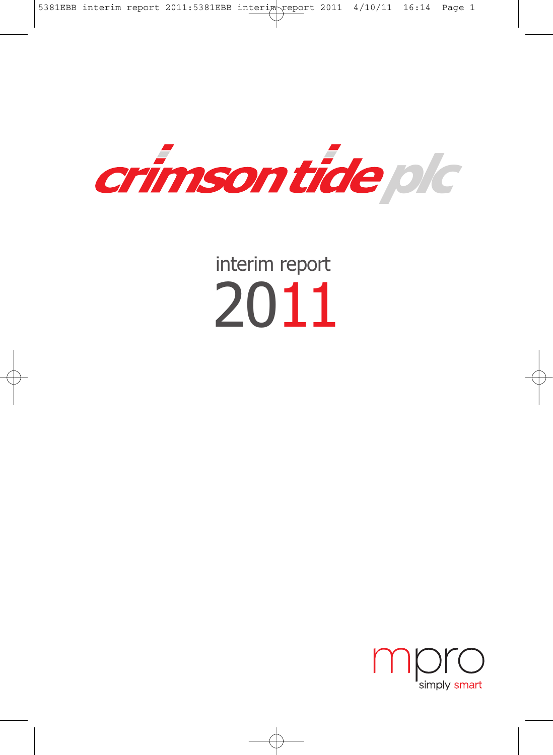# crimson tide plc

## interim report 2011

mpro

simply smart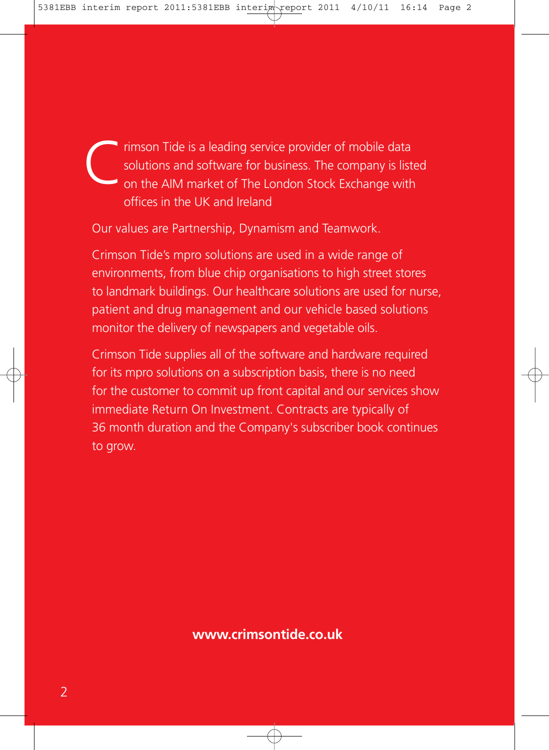Crimson Tide is a leading service provider of mobile data solutions and software for business. The company is listed on the AIM market of The London Stock Exchange with offices in the UK and Ireland

Our values are Partnership, Dynamism and Teamwork.

Crimson Tide's mpro solutions are used in a wide range of environments, from blue chip organisations to high street stores to landmark buildings. Our healthcare solutions are used for nurse, patient and drug management and our vehicle based solutions monitor the delivery of newspapers and vegetable oils.

Crimson Tide supplies all of the software and hardware required for its mpro solutions on a subscription basis, there is no need for the customer to commit up front capital and our services show immediate Return On Investment. Contracts are typically of 36 month duration and the Company's subscriber book continues to grow.

**www.crimsontide.co.uk**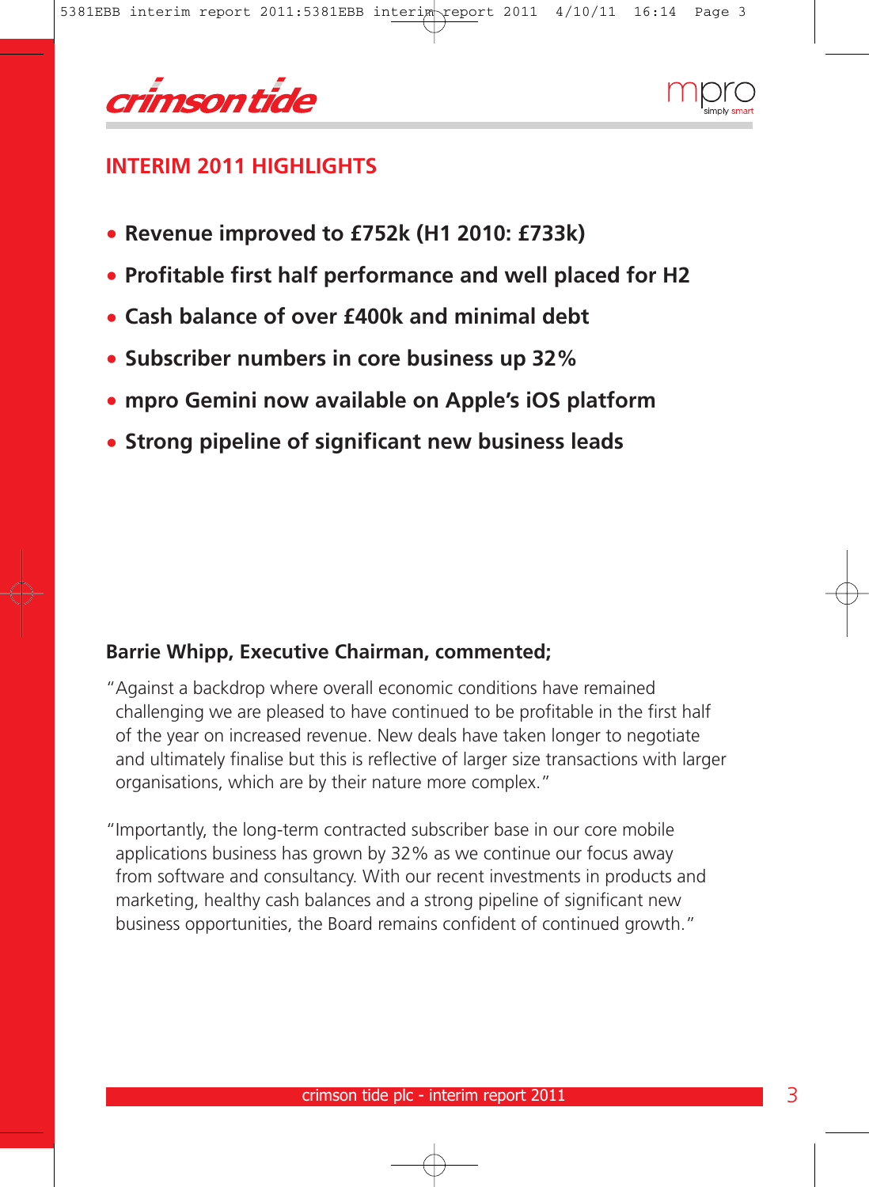crimson tide

mpro simply smart

## INTERIM 2011 HIGHLIGHTS

- **Revenue improved to £752k (H1 2010: £733k)**
- **Profitable first half performance and well placed for H2**
- **Cash balance of over £400k and minimal debt**
- **Subscriber numbers in core business up 32%**
- **mpro Gemini now available on Apple's iOS platform**
- **Strong pipeline of significant new business leads**

**Barrie Whipp, Executive Chairman, commented;**

"Against a backdrop where overall economic conditions have remained challenging we are pleased to have continued to be profitable in the first half of the year on increased revenue. New deals have taken longer to negotiate and ultimately finalise but this is reflective of larger size transactions with larger organisations, which are by their nature more complex."

"Importantly, the long-term contracted subscriber base in our core mobile applications business has grown by 32% as we continue our focus away from software and consultancy. With our recent investments in products and marketing, healthy cash balances and a strong pipeline of significant new business opportunities, the Board remains confident of continued growth."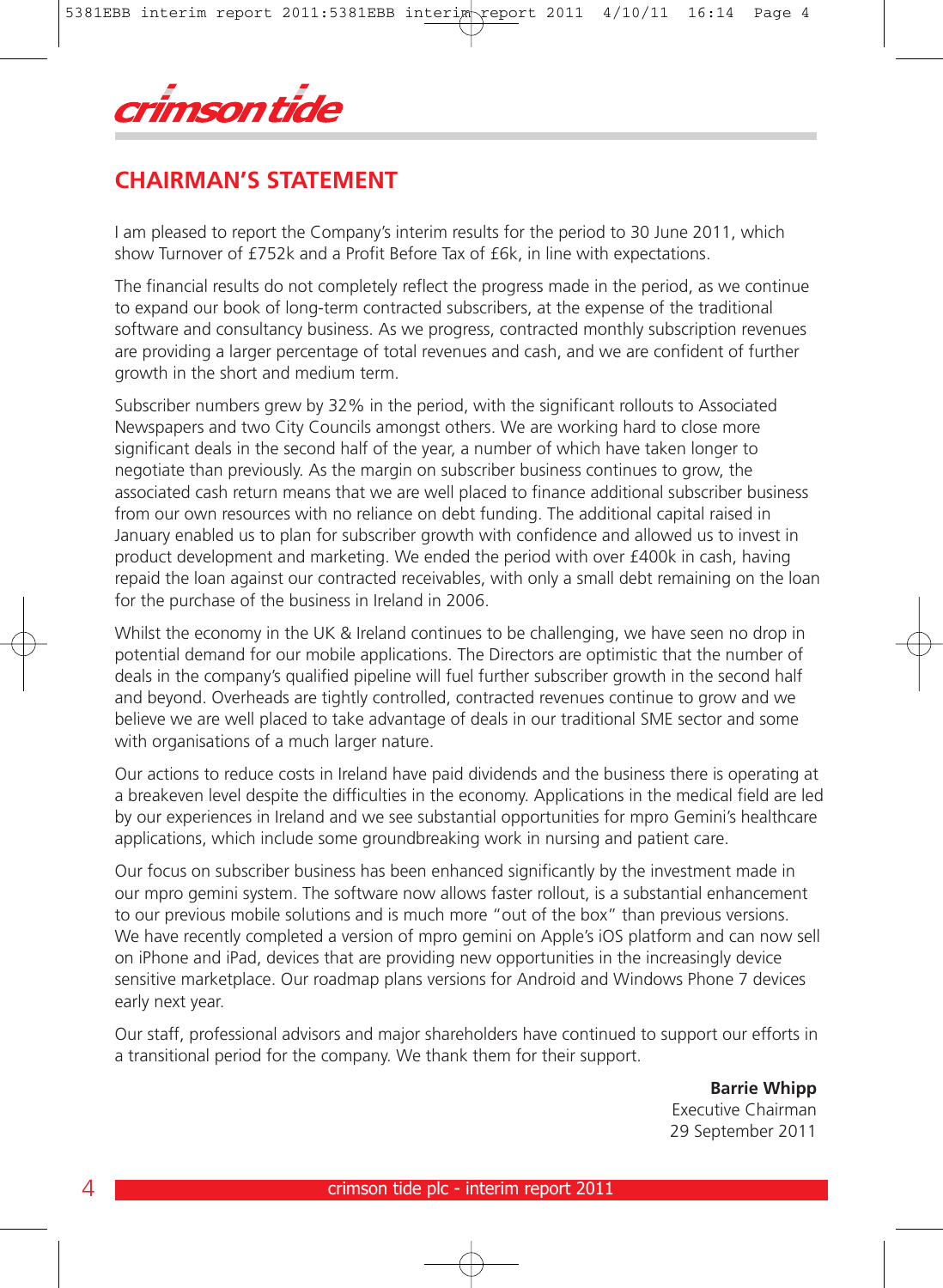crimson tide

## CHAIRMAN'S STATEMENT

I am pleased to report the Company's interim results for the period to 30 June 2011, which show Turnover of £752k and a Profit Before Tax of £6k, in line with expectations.

The financial results do not completely reflect the progress made in the period, as we continue to expand our book of long-term contracted subscribers, at the expense of the traditional software and consultancy business. As we progress, contracted monthly subscription revenues are providing a larger percentage of total revenues and cash, and we are confident of further growth in the short and medium term.

Subscriber numbers grew by 32% in the period, with the significant rollouts to Associated Newspapers and two City Councils amongst others. We are working hard to close more significant deals in the second half of the year, a number of which have taken longer to negotiate than previously. As the margin on subscriber business continues to grow, the associated cash return means that we are well placed to finance additional subscriber business from our own resources with no reliance on debt funding. The additional capital raised in January enabled us to plan for subscriber growth with confidence and allowed us to invest in product development and marketing. We ended the period with over £400k in cash, having repaid the loan against our contracted receivables, with only a small debt remaining on the loan for the purchase of the business in Ireland in 2006.

Whilst the economy in the UK & Ireland continues to be challenging, we have seen no drop in potential demand for our mobile applications. The Directors are optimistic that the number of deals in the company's qualified pipeline will fuel further subscriber growth in the second half and beyond. Overheads are tightly controlled, contracted revenues continue to grow and we believe we are well placed to take advantage of deals in our traditional SME sector and some with organisations of a much larger nature.

Our actions to reduce costs in Ireland have paid dividends and the business there is operating at a breakeven level despite the difficulties in the economy. Applications in the medical field are led by our experiences in Ireland and we see substantial opportunities for mpro Gemini's healthcare applications, which include some groundbreaking work in nursing and patient care.

Our focus on subscriber business has been enhanced significantly by the investment made in our mpro gemini system. The software now allows faster rollout, is a substantial enhancement to our previous mobile solutions and is much more "out of the box" than previous versions. We have recently completed a version of mpro gemini on Apple's iOS platform and can now sell on iPhone and iPad, devices that are providing new opportunities in the increasingly device sensitive marketplace. Our roadmap plans versions for Android and Windows Phone 7 devices early next year.

Our staff, professional advisors and major shareholders have continued to support our efforts in a transitional period for the company. We thank them for their support.

**Barrie Whipp**
Executive Chairman
29 September 2011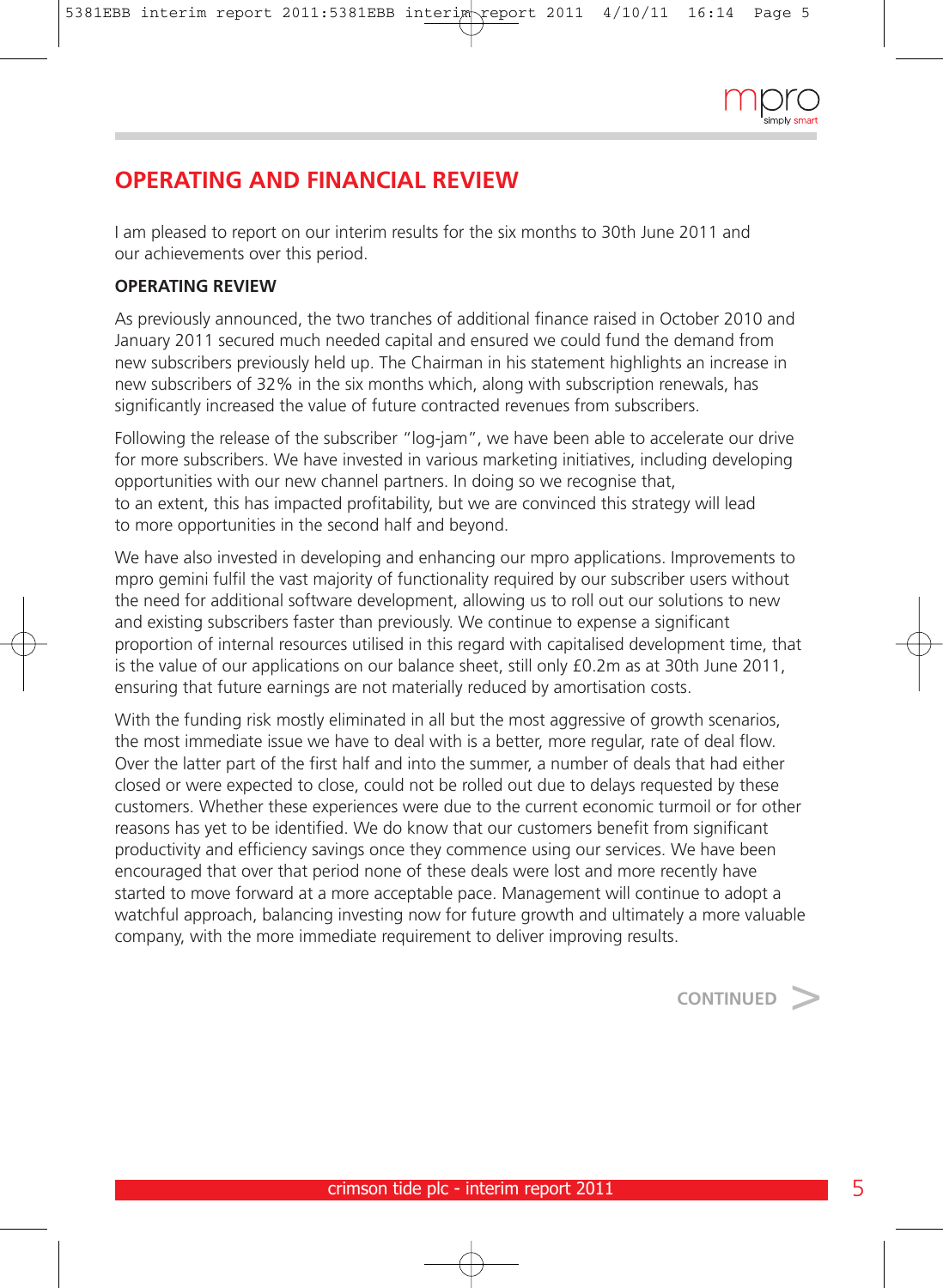## OPERATING AND FINANCIAL REVIEW

I am pleased to report on our interim results for the six months to 30th June 2011 and our achievements over this period.

**OPERATING REVIEW**

As previously announced, the two tranches of additional finance raised in October 2010 and January 2011 secured much needed capital and ensured we could fund the demand from new subscribers previously held up. The Chairman in his statement highlights an increase in new subscribers of 32% in the six months which, along with subscription renewals, has significantly increased the value of future contracted revenues from subscribers.

Following the release of the subscriber "log-jam", we have been able to accelerate our drive for more subscribers. We have invested in various marketing initiatives, including developing opportunities with our new channel partners. In doing so we recognise that, to an extent, this has impacted profitability, but we are convinced this strategy will lead to more opportunities in the second half and beyond.

We have also invested in developing and enhancing our mpro applications. Improvements to mpro gemini fulfil the vast majority of functionality required by our subscriber users without the need for additional software development, allowing us to roll out our solutions to new and existing subscribers faster than previously. We continue to expense a significant proportion of internal resources utilised in this regard with capitalised development time, that is the value of our applications on our balance sheet, still only £0.2m as at 30th June 2011, ensuring that future earnings are not materially reduced by amortisation costs.

With the funding risk mostly eliminated in all but the most aggressive of growth scenarios, the most immediate issue we have to deal with is a better, more regular, rate of deal flow. Over the latter part of the first half and into the summer, a number of deals that had either closed or were expected to close, could not be rolled out due to delays requested by these customers. Whether these experiences were due to the current economic turmoil or for other reasons has yet to be identified. We do know that our customers benefit from significant productivity and efficiency savings once they commence using our services. We have been encouraged that over that period none of these deals were lost and more recently have started to move forward at a more acceptable pace. Management will continue to adopt a watchful approach, balancing investing now for future growth and ultimately a more valuable company, with the more immediate requirement to deliver improving results.

CONTINUED >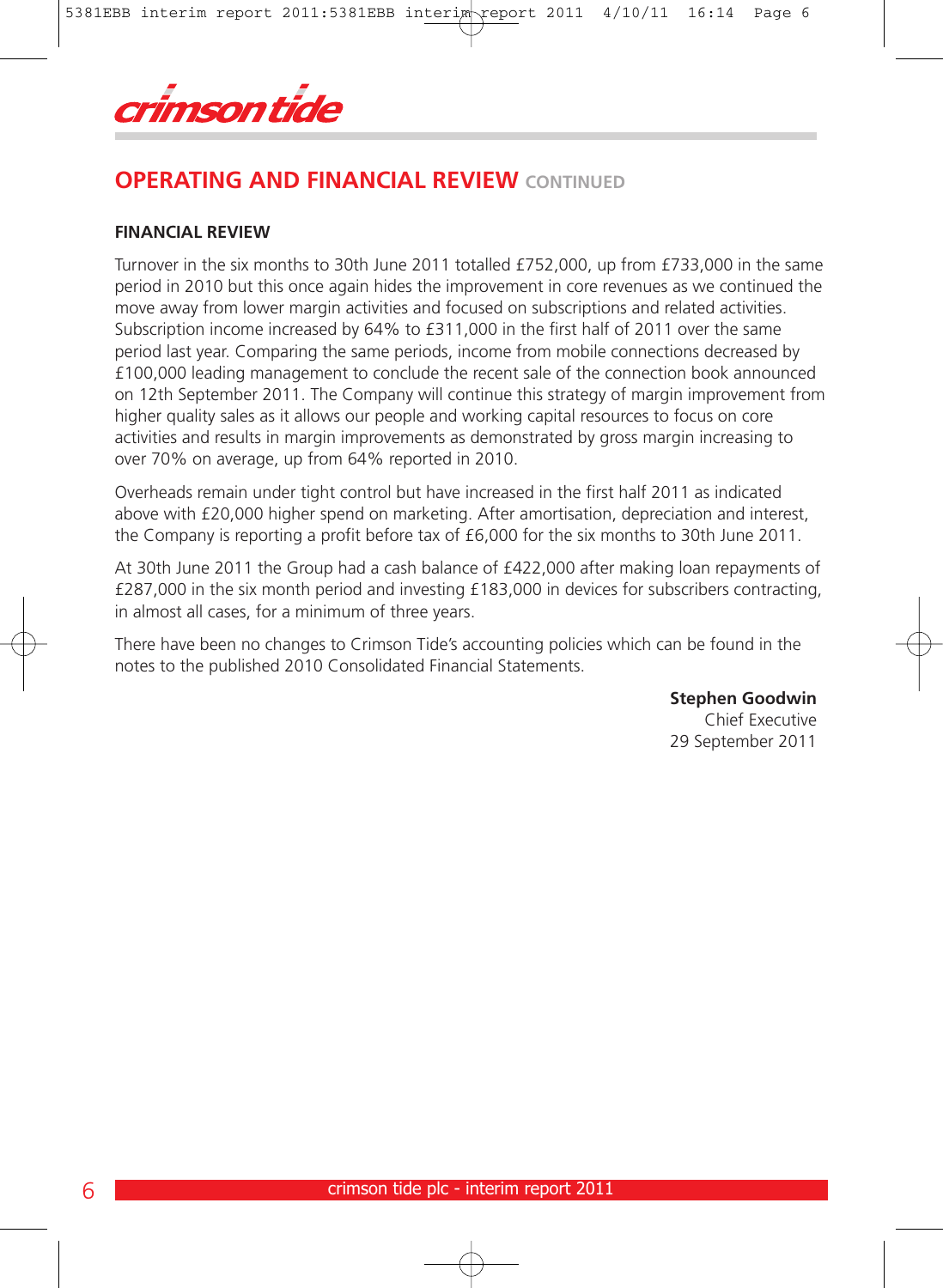## OPERATING AND FINANCIAL REVIEW CONTINUED

### FINANCIAL REVIEW

Turnover in the six months to 30th June 2011 totalled £752,000, up from £733,000 in the same period in 2010 but this once again hides the improvement in core revenues as we continued the move away from lower margin activities and focused on subscriptions and related activities. Subscription income increased by 64% to £311,000 in the first half of 2011 over the same period last year. Comparing the same periods, income from mobile connections decreased by £100,000 leading management to conclude the recent sale of the connection book announced on 12th September 2011. The Company will continue this strategy of margin improvement from higher quality sales as it allows our people and working capital resources to focus on core activities and results in margin improvements as demonstrated by gross margin increasing to over 70% on average, up from 64% reported in 2010.

Overheads remain under tight control but have increased in the first half 2011 as indicated above with £20,000 higher spend on marketing. After amortisation, depreciation and interest, the Company is reporting a profit before tax of £6,000 for the six months to 30th June 2011.

At 30th June 2011 the Group had a cash balance of £422,000 after making loan repayments of £287,000 in the six month period and investing £183,000 in devices for subscribers contracting, in almost all cases, for a minimum of three years.

There have been no changes to Crimson Tide's accounting policies which can be found in the notes to the published 2010 Consolidated Financial Statements.

**Stephen Goodwin**
Chief Executive
29 September 2011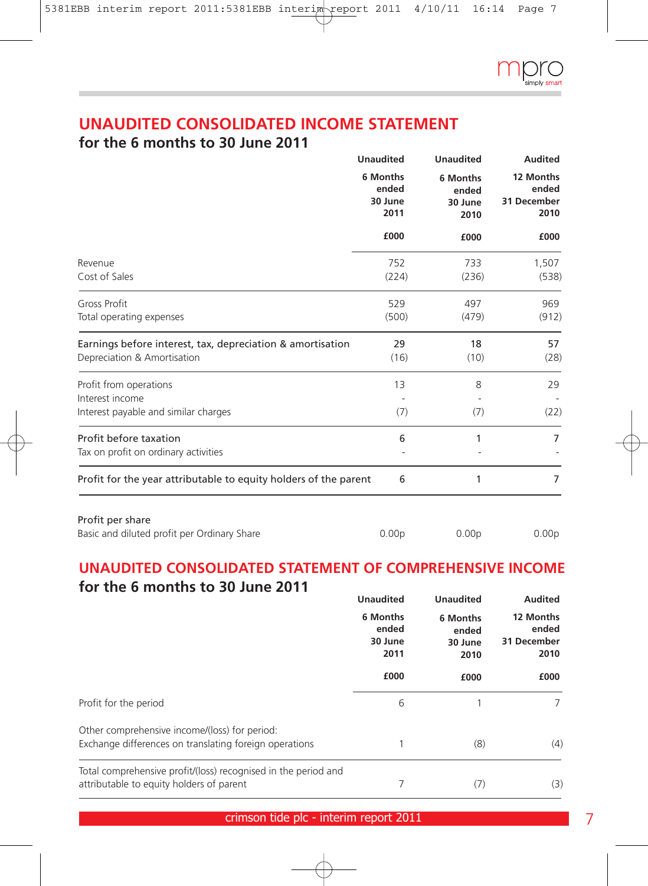# UNAUDITED CONSOLIDATED INCOME STATEMENT

## for the 6 months to 30 June 2011

| | Unaudited 6 Months ended 30 June 2011 £000 | Unaudited 6 Months ended 30 June 2010 £000 | Audited 12 Months ended 31 December 2010 £000 |
|---|---|---|---|
| Revenue | 752 | 733 | 1,507 |
| Cost of Sales | (224) | (236) | (538) |
| Gross Profit | 529 | 497 | 969 |
| Total operating expenses | (500) | (479) | (912) |
| Earnings before interest, tax, depreciation & amortisation | 29 | 18 | 57 |
| Depreciation & Amortisation | (16) | (10) | (28) |
| Profit from operations | 13 | 8 | 29 |
| Interest income | - | - | - |
| Interest payable and similar charges | (7) | (7) | (22) |
| Profit before taxation | 6 | 1 | 7 |
| Tax on profit on ordinary activities | - | - | - |
| Profit for the year attributable to equity holders of the parent | 6 | 1 | 7 |
| Profit per share | | | |
| Basic and diluted profit per Ordinary Share | 0.00p | 0.00p | 0.00p |

# UNAUDITED CONSOLIDATED STATEMENT OF COMPREHENSIVE INCOME

## for the 6 months to 30 June 2011

| | Unaudited 6 Months ended 30 June 2011 £000 | Unaudited 6 Months ended 30 June 2010 £000 | Audited 12 Months ended 31 December 2010 £000 |
|---|---|---|---|
| Profit for the period | 6 | 1 | 7 |
| Other comprehensive income/(loss) for period: | | | |
| Exchange differences on translating foreign operations | 1 | (8) | (4) |
| Total comprehensive profit/(loss) recognised in the period and attributable to equity holders of parent | 7 | (7) | (3) |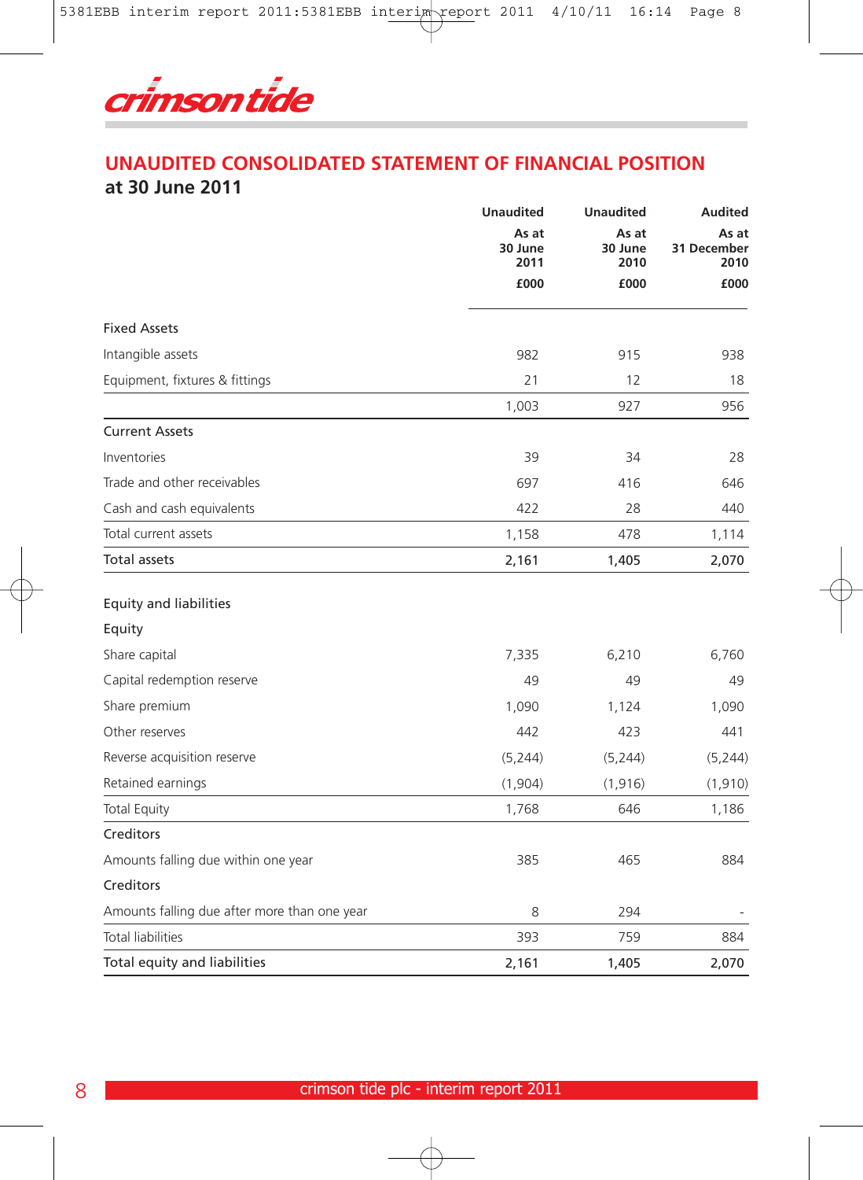crimson tide

## UNAUDITED CONSOLIDATED STATEMENT OF FINANCIAL POSITION

### at 30 June 2011

| | Unaudited As at 30 June 2011 £000 | Unaudited As at 30 June 2010 £000 | Audited As at 31 December 2010 £000 |
|---|---|---|---|
| **Fixed Assets** | | | |
| Intangible assets | 982 | 915 | 938 |
| Equipment, fixtures & fittings | 21 | 12 | 18 |
| | 1,003 | 927 | 956 |
| **Current Assets** | | | |
| Inventories | 39 | 34 | 28 |
| Trade and other receivables | 697 | 416 | 646 |
| Cash and cash equivalents | 422 | 28 | 440 |
| Total current assets | 1,158 | 478 | 1,114 |
| **Total assets** | **2,161** | **1,405** | **2,070** |
| **Equity and liabilities** | | | |
| **Equity** | | | |
| Share capital | 7,335 | 6,210 | 6,760 |
| Capital redemption reserve | 49 | 49 | 49 |
| Share premium | 1,090 | 1,124 | 1,090 |
| Other reserves | 442 | 423 | 441 |
| Reverse acquisition reserve | (5,244) | (5,244) | (5,244) |
| Retained earnings | (1,904) | (1,916) | (1,910) |
| Total Equity | 1,768 | 646 | 1,186 |
| **Creditors** | | | |
| Amounts falling due within one year | 385 | 465 | 884 |
| **Creditors** | | | |
| Amounts falling due after more than one year | 8 | 294 | - |
| Total liabilities | 393 | 759 | 884 |
| **Total equity and liabilities** | **2,161** | **1,405** | **2,070** |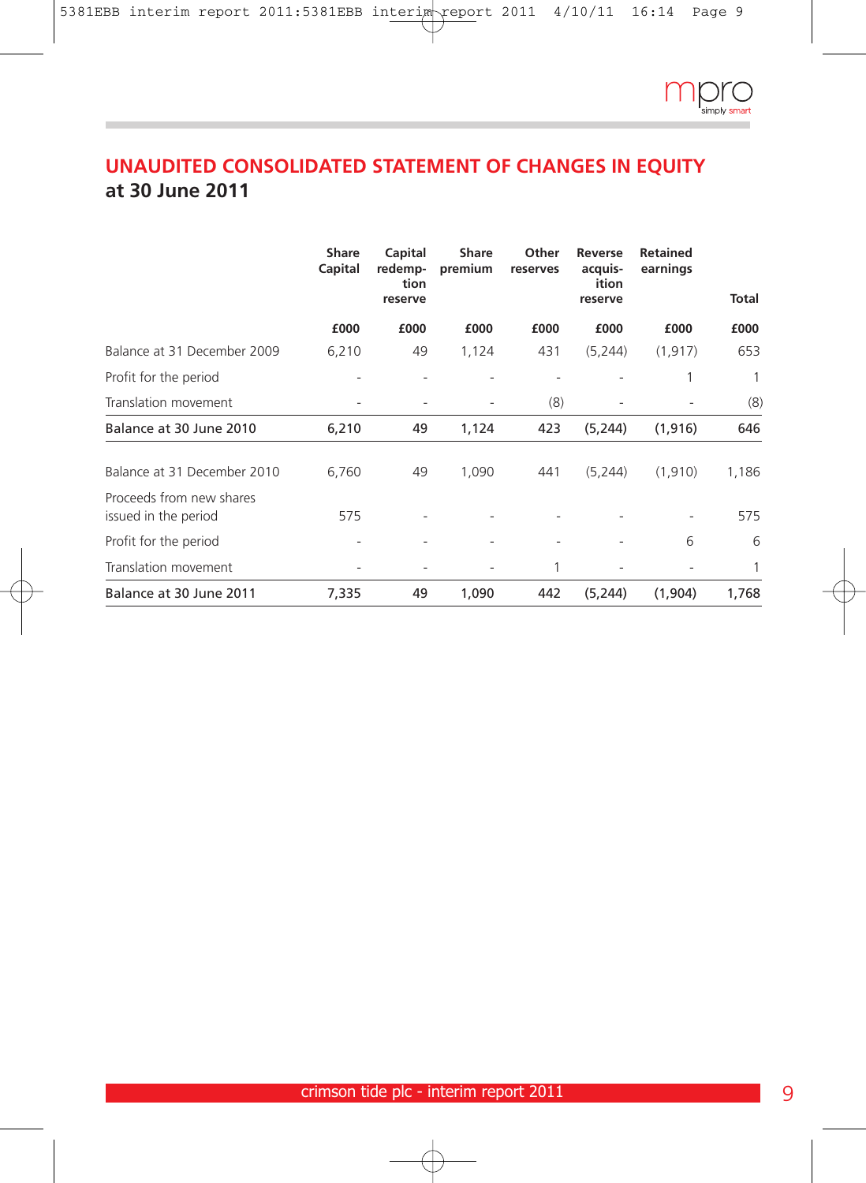# UNAUDITED CONSOLIDATED STATEMENT OF CHANGES IN EQUITY

## at 30 June 2011

| | Share Capital | Capital redemption reserve | Share premium | Other reserves | Reverse acquisition reserve | Retained earnings | Total |
|---|---|---|---|---|---|---|---|
| | £000 | £000 | £000 | £000 | £000 | £000 | £000 |
| Balance at 31 December 2009 | 6,210 | 49 | 1,124 | 431 | (5,244) | (1,917) | 653 |
| Profit for the period | - | - | - | - | - | 1 | 1 |
| Translation movement | - | - | - | (8) | - | - | (8) |
| **Balance at 30 June 2010** | **6,210** | **49** | **1,124** | **423** | **(5,244)** | **(1,916)** | **646** |
| Balance at 31 December 2010 | 6,760 | 49 | 1,090 | 441 | (5,244) | (1,910) | 1,186 |
| Proceeds from new shares issued in the period | 575 | - | - | - | - | - | 575 |
| Profit for the period | - | - | - | - | - | 6 | 6 |
| Translation movement | - | - | - | 1 | - | - | 1 |
| **Balance at 30 June 2011** | **7,335** | **49** | **1,090** | **442** | **(5,244)** | **(1,904)** | **1,768** |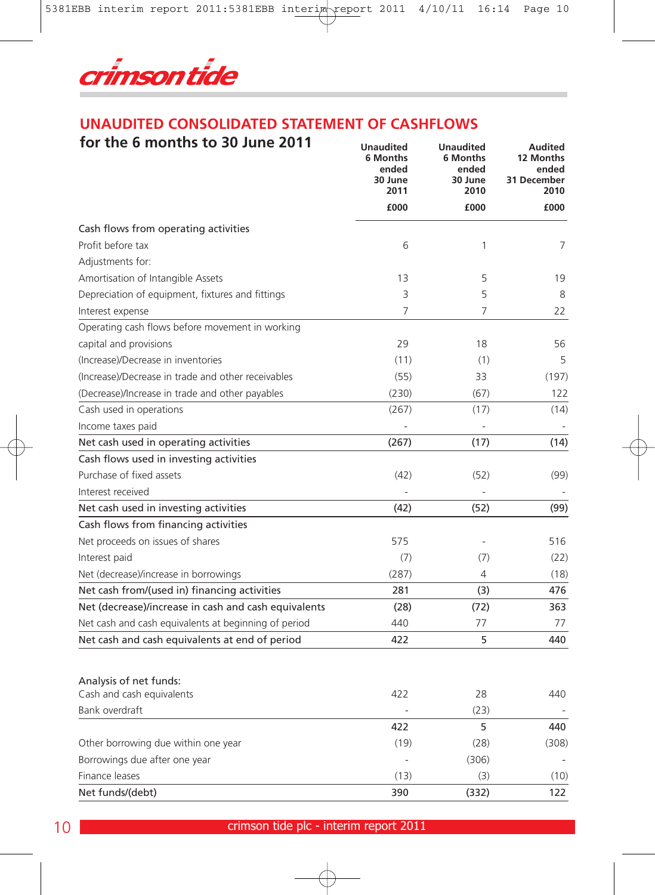crimson tide

## UNAUDITED CONSOLIDATED STATEMENT OF CASHFLOWS

### for the 6 months to 30 June 2011

| | Unaudited 6 Months ended 30 June 2011 | Unaudited 6 Months ended 30 June 2010 | Audited 12 Months ended 31 December 2010 |
|---|---|---|---|
| | £000 | £000 | £000 |
| Cash flows from operating activities | | | |
| Profit before tax | 6 | 1 | 7 |
| Adjustments for: | | | |
| Amortisation of Intangible Assets | 13 | 5 | 19 |
| Depreciation of equipment, fixtures and fittings | 3 | 5 | 8 |
| Interest expense | 7 | 7 | 22 |
| Operating cash flows before movement in working capital and provisions | 29 | 18 | 56 |
| (Increase)/Decrease in inventories | (11) | (1) | 5 |
| (Increase)/Decrease in trade and other receivables | (55) | 33 | (197) |
| (Decrease)/Increase in trade and other payables | (230) | (67) | 122 |
| Cash used in operations | (267) | (17) | (14) |
| Income taxes paid | - | - | - |
| **Net cash used in operating activities** | **(267)** | **(17)** | **(14)** |
| Cash flows used in investing activities | | | |
| Purchase of fixed assets | (42) | (52) | (99) |
| Interest received | - | - | - |
| **Net cash used in investing activities** | **(42)** | **(52)** | **(99)** |
| Cash flows from financing activities | | | |
| Net proceeds on issues of shares | 575 | - | 516 |
| Interest paid | (7) | (7) | (22) |
| Net (decrease)/increase in borrowings | (287) | 4 | (18) |
| **Net cash from/(used in) financing activities** | **281** | **(3)** | **476** |
| **Net (decrease)/increase in cash and cash equivalents** | **(28)** | **(72)** | **363** |
| Net cash and cash equivalents at beginning of period | 440 | 77 | 77 |
| **Net cash and cash equivalents at end of period** | **422** | **5** | **440** |

| | | | |
|---|---|---|---|
| Analysis of net funds: | | | |
| Cash and cash equivalents | 422 | 28 | 440 |
| Bank overdraft | - | (23) | - |
| | **422** | **5** | **440** |
| Other borrowing due within one year | (19) | (28) | (308) |
| Borrowings due after one year | - | (306) | - |
| Finance leases | (13) | (3) | (10) |
| **Net funds/(debt)** | **390** | **(332)** | **122** |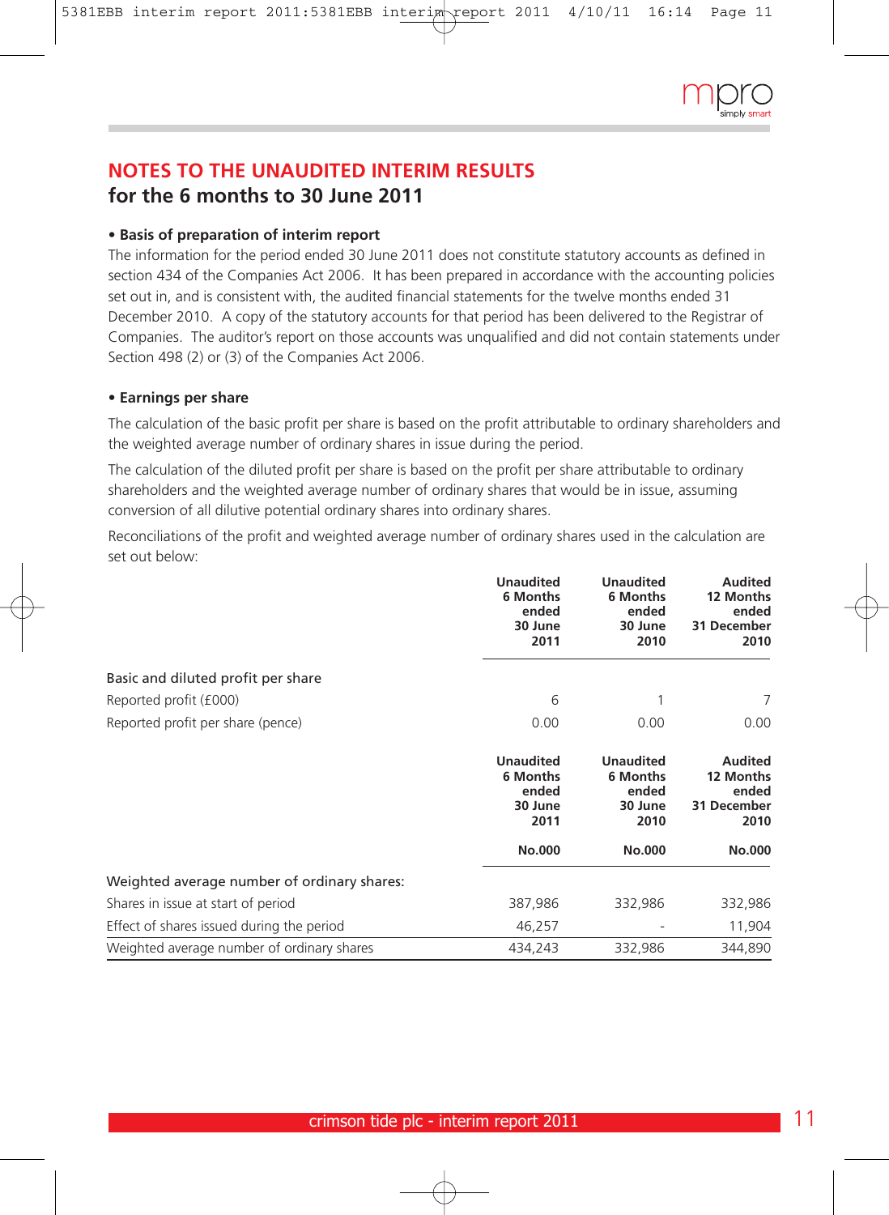# NOTES TO THE UNAUDITED INTERIM RESULTS
## for the 6 months to 30 June 2011

**• Basis of preparation of interim report**

The information for the period ended 30 June 2011 does not constitute statutory accounts as defined in section 434 of the Companies Act 2006. It has been prepared in accordance with the accounting policies set out in, and is consistent with, the audited financial statements for the twelve months ended 31 December 2010. A copy of the statutory accounts for that period has been delivered to the Registrar of Companies. The auditor's report on those accounts was unqualified and did not contain statements under Section 498 (2) or (3) of the Companies Act 2006.

**• Earnings per share**

The calculation of the basic profit per share is based on the profit attributable to ordinary shareholders and the weighted average number of ordinary shares in issue during the period.

The calculation of the diluted profit per share is based on the profit per share attributable to ordinary shareholders and the weighted average number of ordinary shares that would be in issue, assuming conversion of all dilutive potential ordinary shares into ordinary shares.

Reconciliations of the profit and weighted average number of ordinary shares used in the calculation are set out below:

| | Unaudited 6 Months ended 30 June 2011 | Unaudited 6 Months ended 30 June 2010 | Audited 12 Months ended 31 December 2010 |
|---|---|---|---|
| Basic and diluted profit per share | | | |
| Reported profit (£000) | 6 | 1 | 7 |
| Reported profit per share (pence) | 0.00 | 0.00 | 0.00 |

| | Unaudited 6 Months ended 30 June 2011 | Unaudited 6 Months ended 30 June 2010 | Audited 12 Months ended 31 December 2010 |
|---|---|---|---|
| | No.000 | No.000 | No.000 |
| Weighted average number of ordinary shares: | | | |
| Shares in issue at start of period | 387,986 | 332,986 | 332,986 |
| Effect of shares issued during the period | 46,257 | - | 11,904 |
| Weighted average number of ordinary shares | 434,243 | 332,986 | 344,890 |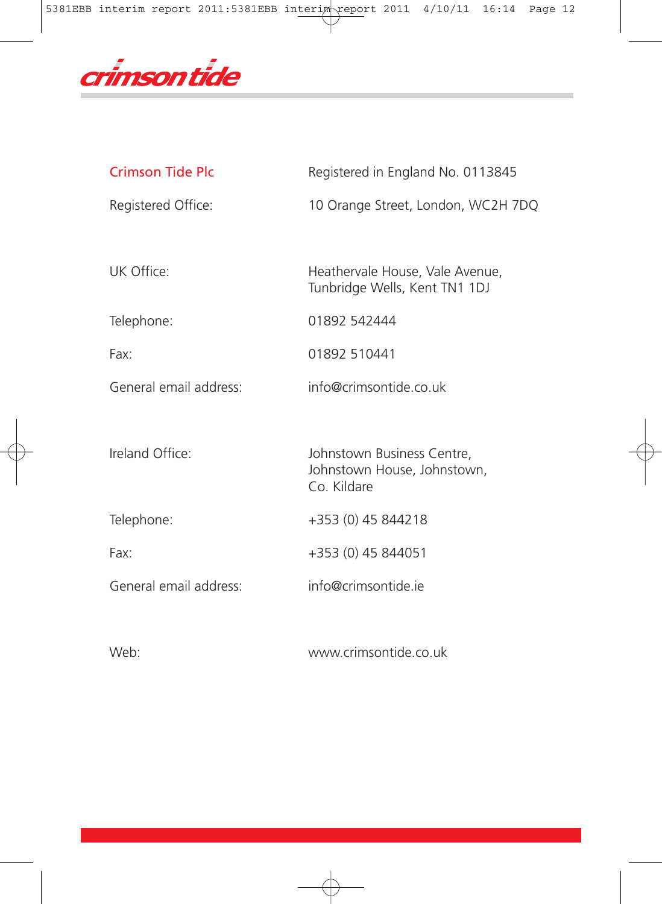crimson tide

| | |
|---|---|
| Crimson Tide Plc | Registered in England No. 0113845 |
| Registered Office: | 10 Orange Street, London, WC2H 7DQ |
| | |
| UK Office: | Heathervale House, Vale Avenue, Tunbridge Wells, Kent TN1 1DJ |
| Telephone: | 01892 542444 |
| Fax: | 01892 510441 |
| General email address: | info@crimsontide.co.uk |
| | |
| Ireland Office: | Johnstown Business Centre, Johnstown House, Johnstown, Co. Kildare |
| Telephone: | +353 (0) 45 844218 |
| Fax: | +353 (0) 45 844051 |
| General email address: | info@crimsontide.ie |
| | |
| Web: | www.crimsontide.co.uk |